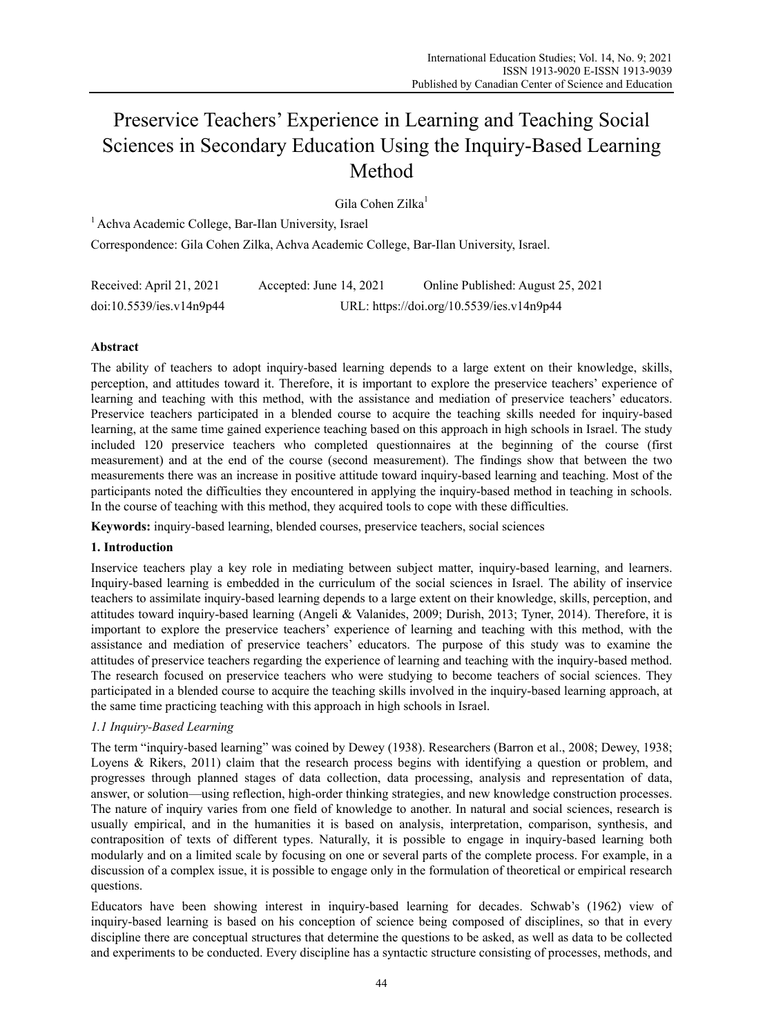# Preservice Teachers' Experience in Learning and Teaching Social Sciences in Secondary Education Using the Inquiry-Based Learning Method

Gila Cohen Zilka[1]

[1] Achva Academic College, Bar-Ilan University, Israel

Correspondence: Gila Cohen Zilka, Achva Academic College, Bar-Ilan University, Israel.

Received: April 21, 2021 Accepted: June 14, 2021 Online Published: August 25, 2021

doi:10.5539/ies.v14n9p44 URL: https://doi.org/10.5539/ies.v14n9p44

## Abstract

The ability of teachers to adopt inquiry-based learning depends to a large extent on their knowledge, skills, perception, and attitudes toward it. Therefore, it is important to explore the preservice teachers' experience of learning and teaching with this method, with the assistance and mediation of preservice teachers' educators. Preservice teachers participated in a blended course to acquire the teaching skills needed for inquiry-based learning, at the same time gained experience teaching based on this approach in high schools in Israel. The study included 120 preservice teachers who completed questionnaires at the beginning of the course (first measurement) and at the end of the course (second measurement). The findings show that between the two measurements there was an increase in positive attitude toward inquiry-based learning and teaching. Most of the participants noted the difficulties they encountered in applying the inquiry-based method in teaching in schools. In the course of teaching with this method, they acquired tools to cope with these difficulties.

**Keywords:** inquiry-based learning, blended courses, preservice teachers, social sciences

## 1. Introduction

Inservice teachers play a key role in mediating between subject matter, inquiry-based learning, and learners. Inquiry-based learning is embedded in the curriculum of the social sciences in Israel. The ability of inservice teachers to assimilate inquiry-based learning depends to a large extent on their knowledge, skills, perception, and attitudes toward inquiry-based learning (Angeli & Valanides, 2009; Durish, 2013; Tyner, 2014). Therefore, it is important to explore the preservice teachers' experience of learning and teaching with this method, with the assistance and mediation of preservice teachers' educators. The purpose of this study was to examine the attitudes of preservice teachers regarding the experience of learning and teaching with the inquiry-based method. The research focused on preservice teachers who were studying to become teachers of social sciences. They participated in a blended course to acquire the teaching skills involved in the inquiry-based learning approach, at the same time practicing teaching with this approach in high schools in Israel.

### *1.1 Inquiry-Based Learning*

The term "inquiry-based learning" was coined by Dewey (1938). Researchers (Barron et al., 2008; Dewey, 1938; Loyens & Rikers, 2011) claim that the research process begins with identifying a question or problem, and progresses through planned stages of data collection, data processing, analysis and representation of data, answer, or solution—using reflection, high-order thinking strategies, and new knowledge construction processes. The nature of inquiry varies from one field of knowledge to another. In natural and social sciences, research is usually empirical, and in the humanities it is based on analysis, interpretation, comparison, synthesis, and contraposition of texts of different types. Naturally, it is possible to engage in inquiry-based learning both modularly and on a limited scale by focusing on one or several parts of the complete process. For example, in a discussion of a complex issue, it is possible to engage only in the formulation of theoretical or empirical research questions.

Educators have been showing interest in inquiry-based learning for decades. Schwab's (1962) view of inquiry-based learning is based on his conception of science being composed of disciplines, so that in every discipline there are conceptual structures that determine the questions to be asked, as well as data to be collected and experiments to be conducted. Every discipline has a syntactic structure consisting of processes, methods, and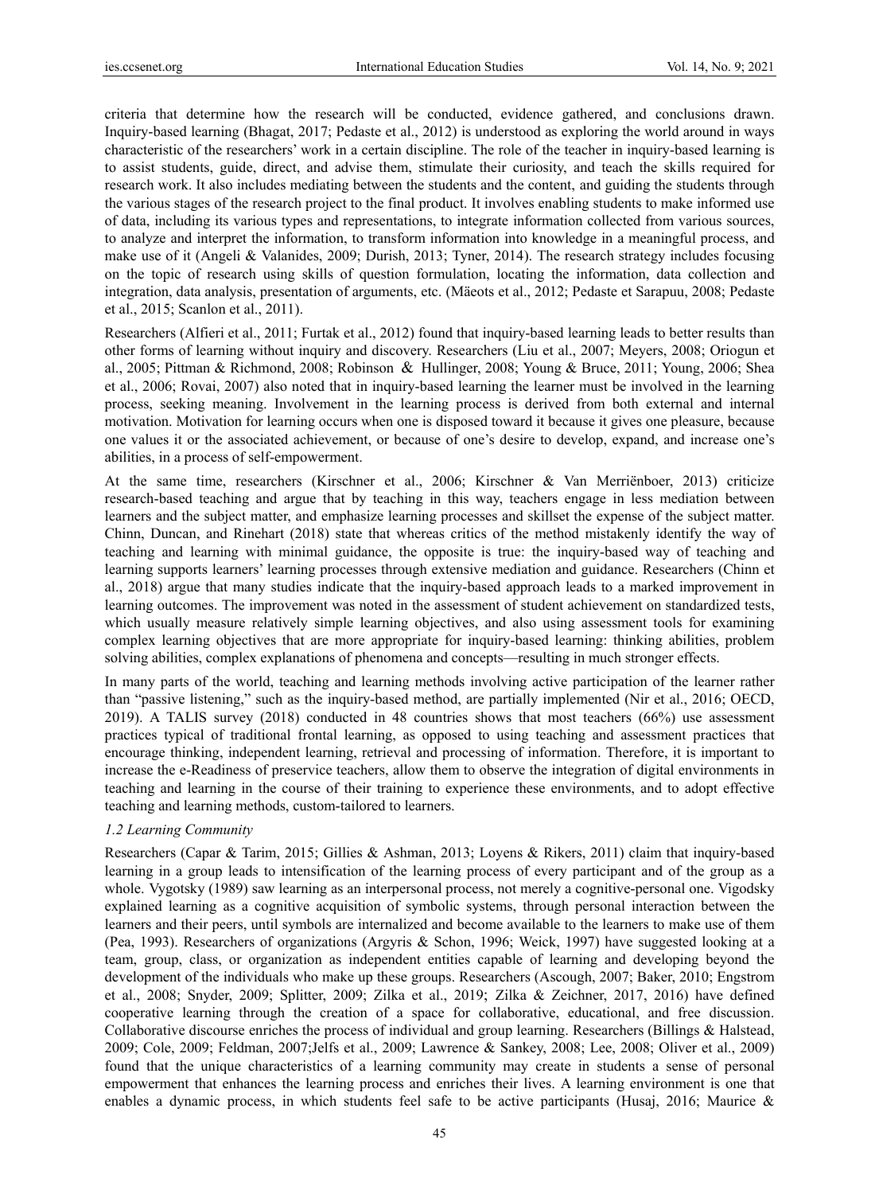criteria that determine how the research will be conducted, evidence gathered, and conclusions drawn. Inquiry-based learning (Bhagat, 2017; Pedaste et al., 2012) is understood as exploring the world around in ways characteristic of the researchers' work in a certain discipline. The role of the teacher in inquiry-based learning is to assist students, guide, direct, and advise them, stimulate their curiosity, and teach the skills required for research work. It also includes mediating between the students and the content, and guiding the students through the various stages of the research project to the final product. It involves enabling students to make informed use of data, including its various types and representations, to integrate information collected from various sources, to analyze and interpret the information, to transform information into knowledge in a meaningful process, and make use of it (Angeli & Valanides, 2009; Durish, 2013; Tyner, 2014). The research strategy includes focusing on the topic of research using skills of question formulation, locating the information, data collection and integration, data analysis, presentation of arguments, etc. (Mäeots et al., 2012; Pedaste et Sarapuu, 2008; Pedaste et al., 2015; Scanlon et al., 2011).

Researchers (Alfieri et al., 2011; Furtak et al., 2012) found that inquiry-based learning leads to better results than other forms of learning without inquiry and discovery. Researchers (Liu et al., 2007; Meyers, 2008; Oriogun et al., 2005; Pittman & Richmond, 2008; Robinson & Hullinger, 2008; Young & Bruce, 2011; Young, 2006; Shea et al., 2006; Rovai, 2007) also noted that in inquiry-based learning the learner must be involved in the learning process, seeking meaning. Involvement in the learning process is derived from both external and internal motivation. Motivation for learning occurs when one is disposed toward it because it gives one pleasure, because one values it or the associated achievement, or because of one's desire to develop, expand, and increase one's abilities, in a process of self-empowerment.

At the same time, researchers (Kirschner et al., 2006; Kirschner & Van Merriënboer, 2013) criticize research-based teaching and argue that by teaching in this way, teachers engage in less mediation between learners and the subject matter, and emphasize learning processes and skillset the expense of the subject matter. Chinn, Duncan, and Rinehart (2018) state that whereas critics of the method mistakenly identify the way of teaching and learning with minimal guidance, the opposite is true: the inquiry-based way of teaching and learning supports learners' learning processes through extensive mediation and guidance. Researchers (Chinn et al., 2018) argue that many studies indicate that the inquiry-based approach leads to a marked improvement in learning outcomes. The improvement was noted in the assessment of student achievement on standardized tests, which usually measure relatively simple learning objectives, and also using assessment tools for examining complex learning objectives that are more appropriate for inquiry-based learning: thinking abilities, problem solving abilities, complex explanations of phenomena and concepts—resulting in much stronger effects.

In many parts of the world, teaching and learning methods involving active participation of the learner rather than "passive listening," such as the inquiry-based method, are partially implemented (Nir et al., 2016; OECD, 2019). A TALIS survey (2018) conducted in 48 countries shows that most teachers (66%) use assessment practices typical of traditional frontal learning, as opposed to using teaching and assessment practices that encourage thinking, independent learning, retrieval and processing of information. Therefore, it is important to increase the e-Readiness of preservice teachers, allow them to observe the integration of digital environments in teaching and learning in the course of their training to experience these environments, and to adopt effective teaching and learning methods, custom-tailored to learners.

### *1.2 Learning Community*

Researchers (Capar & Tarim, 2015; Gillies & Ashman, 2013; Loyens & Rikers, 2011) claim that inquiry-based learning in a group leads to intensification of the learning process of every participant and of the group as a whole. Vygotsky (1989) saw learning as an interpersonal process, not merely a cognitive-personal one. Vigodsky explained learning as a cognitive acquisition of symbolic systems, through personal interaction between the learners and their peers, until symbols are internalized and become available to the learners to make use of them (Pea, 1993). Researchers of organizations (Argyris & Schon, 1996; Weick, 1997) have suggested looking at a team, group, class, or organization as independent entities capable of learning and developing beyond the development of the individuals who make up these groups. Researchers (Ascough, 2007; Baker, 2010; Engstrom et al., 2008; Snyder, 2009; Splitter, 2009; Zilka et al., 2019; Zilka & Zeichner, 2017, 2016) have defined cooperative learning through the creation of a space for collaborative, educational, and free discussion. Collaborative discourse enriches the process of individual and group learning. Researchers (Billings & Halstead, 2009; Cole, 2009; Feldman, 2007;Jelfs et al., 2009; Lawrence & Sankey, 2008; Lee, 2008; Oliver et al., 2009) found that the unique characteristics of a learning community may create in students a sense of personal empowerment that enhances the learning process and enriches their lives. A learning environment is one that enables a dynamic process, in which students feel safe to be active participants (Husaj, 2016; Maurice &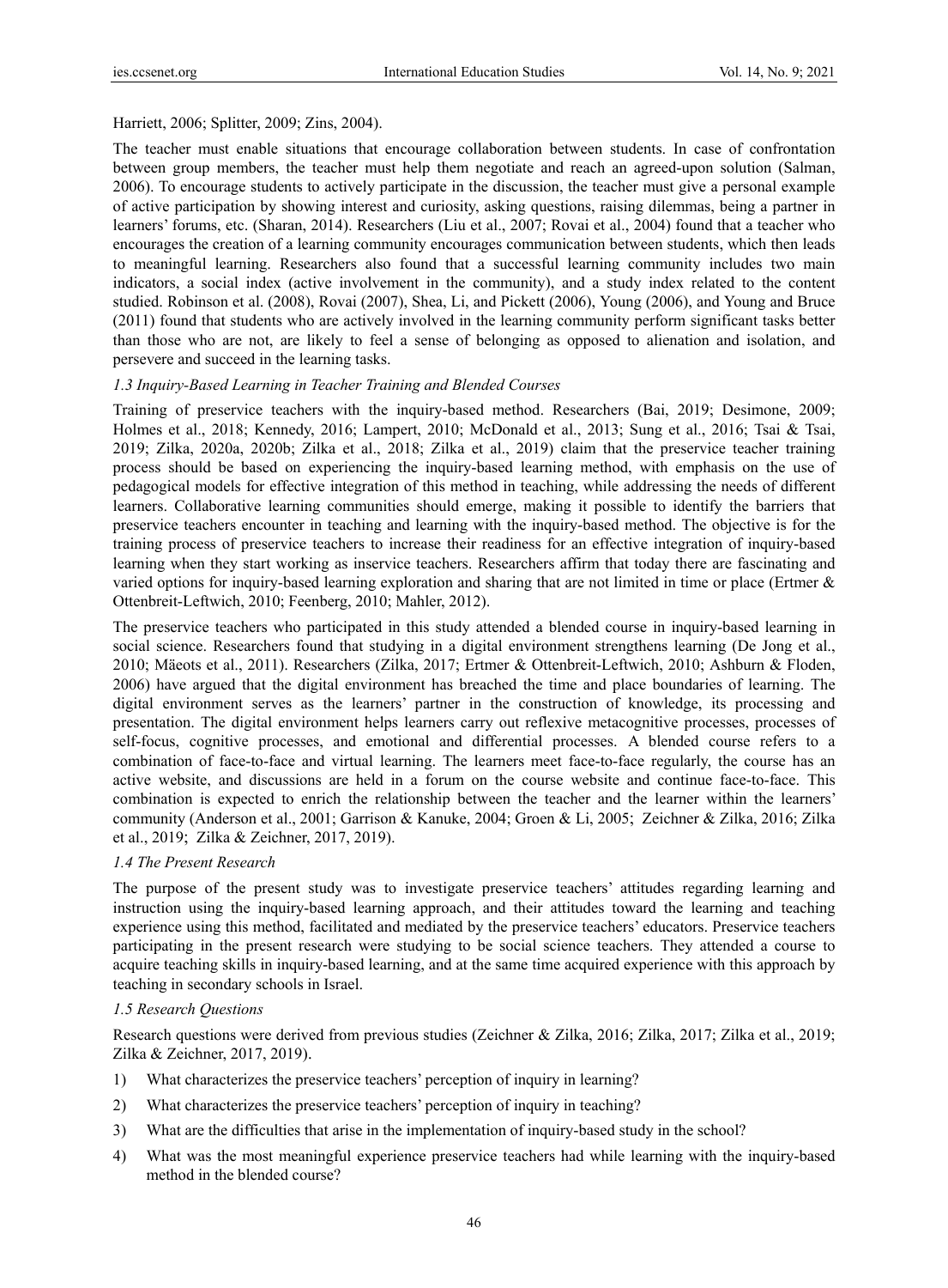Harriett, 2006; Splitter, 2009; Zins, 2004).

The teacher must enable situations that encourage collaboration between students. In case of confrontation between group members, the teacher must help them negotiate and reach an agreed-upon solution (Salman, 2006). To encourage students to actively participate in the discussion, the teacher must give a personal example of active participation by showing interest and curiosity, asking questions, raising dilemmas, being a partner in learners' forums, etc. (Sharan, 2014). Researchers (Liu et al., 2007; Rovai et al., 2004) found that a teacher who encourages the creation of a learning community encourages communication between students, which then leads to meaningful learning. Researchers also found that a successful learning community includes two main indicators, a social index (active involvement in the community), and a study index related to the content studied. Robinson et al. (2008), Rovai (2007), Shea, Li, and Pickett (2006), Young (2006), and Young and Bruce (2011) found that students who are actively involved in the learning community perform significant tasks better than those who are not, are likely to feel a sense of belonging as opposed to alienation and isolation, and persevere and succeed in the learning tasks.

### *1.3 Inquiry-Based Learning in Teacher Training and Blended Courses*

Training of preservice teachers with the inquiry-based method. Researchers (Bai, 2019; Desimone, 2009; Holmes et al., 2018; Kennedy, 2016; Lampert, 2010; McDonald et al., 2013; Sung et al., 2016; Tsai & Tsai, 2019; Zilka, 2020a, 2020b; Zilka et al., 2018; Zilka et al., 2019) claim that the preservice teacher training process should be based on experiencing the inquiry-based learning method, with emphasis on the use of pedagogical models for effective integration of this method in teaching, while addressing the needs of different learners. Collaborative learning communities should emerge, making it possible to identify the barriers that preservice teachers encounter in teaching and learning with the inquiry-based method. The objective is for the training process of preservice teachers to increase their readiness for an effective integration of inquiry-based learning when they start working as inservice teachers. Researchers affirm that today there are fascinating and varied options for inquiry-based learning exploration and sharing that are not limited in time or place (Ertmer & Ottenbreit-Leftwich, 2010; Feenberg, 2010; Mahler, 2012).

The preservice teachers who participated in this study attended a blended course in inquiry-based learning in social science. Researchers found that studying in a digital environment strengthens learning (De Jong et al., 2010; Mäeots et al., 2011). Researchers (Zilka, 2017; Ertmer & Ottenbreit-Leftwich, 2010; Ashburn & Floden, 2006) have argued that the digital environment has breached the time and place boundaries of learning. The digital environment serves as the learners' partner in the construction of knowledge, its processing and presentation. The digital environment helps learners carry out reflexive metacognitive processes, processes of self-focus, cognitive processes, and emotional and differential processes. A blended course refers to a combination of face-to-face and virtual learning. The learners meet face-to-face regularly, the course has an active website, and discussions are held in a forum on the course website and continue face-to-face. This combination is expected to enrich the relationship between the teacher and the learner within the learners' community (Anderson et al., 2001; Garrison & Kanuke, 2004; Groen & Li, 2005; Zeichner & Zilka, 2016; Zilka et al., 2019; Zilka & Zeichner, 2017, 2019).

### *1.4 The Present Research*

The purpose of the present study was to investigate preservice teachers' attitudes regarding learning and instruction using the inquiry-based learning approach, and their attitudes toward the learning and teaching experience using this method, facilitated and mediated by the preservice teachers' educators. Preservice teachers participating in the present research were studying to be social science teachers. They attended a course to acquire teaching skills in inquiry-based learning, and at the same time acquired experience with this approach by teaching in secondary schools in Israel.

### *1.5 Research Questions*

Research questions were derived from previous studies (Zeichner & Zilka, 2016; Zilka, 2017; Zilka et al., 2019; Zilka & Zeichner, 2017, 2019).

1) What characterizes the preservice teachers' perception of inquiry in learning?
2) What characterizes the preservice teachers' perception of inquiry in teaching?
3) What are the difficulties that arise in the implementation of inquiry-based study in the school?
4) What was the most meaningful experience preservice teachers had while learning with the inquiry-based method in the blended course?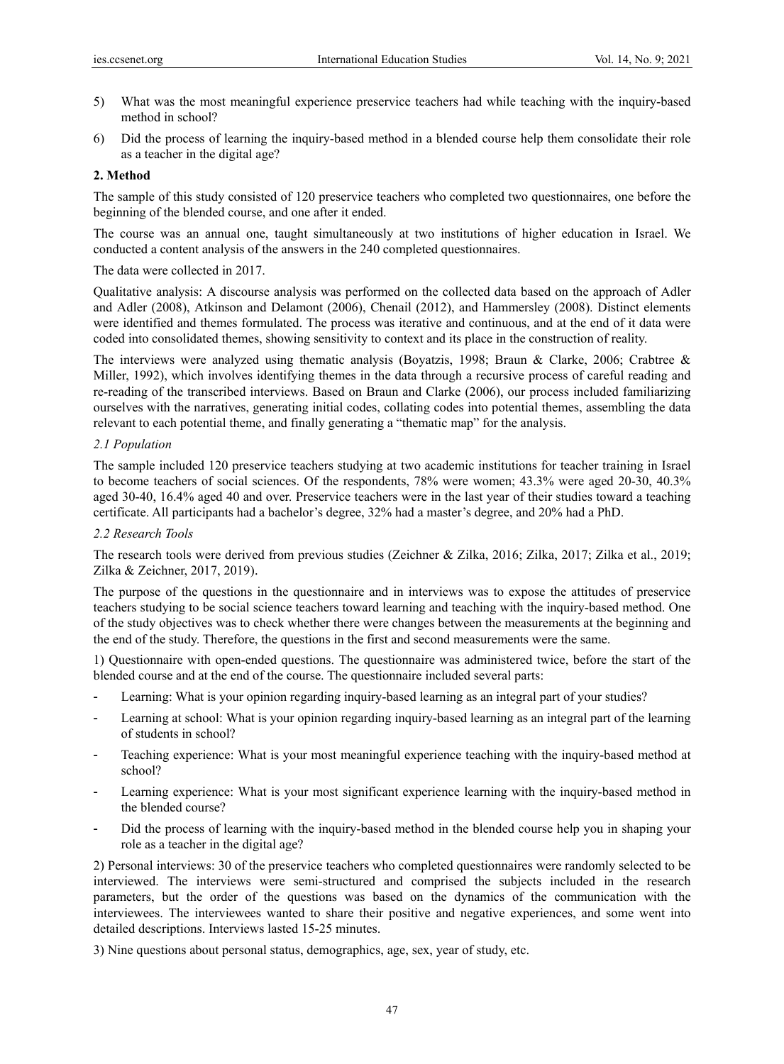5) What was the most meaningful experience preservice teachers had while teaching with the inquiry-based method in school?

6) Did the process of learning the inquiry-based method in a blended course help them consolidate their role as a teacher in the digital age?

## 2. Method

The sample of this study consisted of 120 preservice teachers who completed two questionnaires, one before the beginning of the blended course, and one after it ended.

The course was an annual one, taught simultaneously at two institutions of higher education in Israel. We conducted a content analysis of the answers in the 240 completed questionnaires.

The data were collected in 2017.

Qualitative analysis: A discourse analysis was performed on the collected data based on the approach of Adler and Adler (2008), Atkinson and Delamont (2006), Chenail (2012), and Hammersley (2008). Distinct elements were identified and themes formulated. The process was iterative and continuous, and at the end of it data were coded into consolidated themes, showing sensitivity to context and its place in the construction of reality.

The interviews were analyzed using thematic analysis (Boyatzis, 1998; Braun & Clarke, 2006; Crabtree & Miller, 1992), which involves identifying themes in the data through a recursive process of careful reading and re-reading of the transcribed interviews. Based on Braun and Clarke (2006), our process included familiarizing ourselves with the narratives, generating initial codes, collating codes into potential themes, assembling the data relevant to each potential theme, and finally generating a "thematic map" for the analysis.

### *2.1 Population*

The sample included 120 preservice teachers studying at two academic institutions for teacher training in Israel to become teachers of social sciences. Of the respondents, 78% were women; 43.3% were aged 20-30, 40.3% aged 30-40, 16.4% aged 40 and over. Preservice teachers were in the last year of their studies toward a teaching certificate. All participants had a bachelor's degree, 32% had a master's degree, and 20% had a PhD.

### *2.2 Research Tools*

The research tools were derived from previous studies (Zeichner & Zilka, 2016; Zilka, 2017; Zilka et al., 2019; Zilka & Zeichner, 2017, 2019).

The purpose of the questions in the questionnaire and in interviews was to expose the attitudes of preservice teachers studying to be social science teachers toward learning and teaching with the inquiry-based method. One of the study objectives was to check whether there were changes between the measurements at the beginning and the end of the study. Therefore, the questions in the first and second measurements were the same.

1) Questionnaire with open-ended questions. The questionnaire was administered twice, before the start of the blended course and at the end of the course. The questionnaire included several parts:

- Learning: What is your opinion regarding inquiry-based learning as an integral part of your studies?
- Learning at school: What is your opinion regarding inquiry-based learning as an integral part of the learning of students in school?
- Teaching experience: What is your most meaningful experience teaching with the inquiry-based method at school?
- Learning experience: What is your most significant experience learning with the inquiry-based method in the blended course?
- Did the process of learning with the inquiry-based method in the blended course help you in shaping your role as a teacher in the digital age?

2) Personal interviews: 30 of the preservice teachers who completed questionnaires were randomly selected to be interviewed. The interviews were semi-structured and comprised the subjects included in the research parameters, but the order of the questions was based on the dynamics of the communication with the interviewees. The interviewees wanted to share their positive and negative experiences, and some went into detailed descriptions. Interviews lasted 15-25 minutes.

3) Nine questions about personal status, demographics, age, sex, year of study, etc.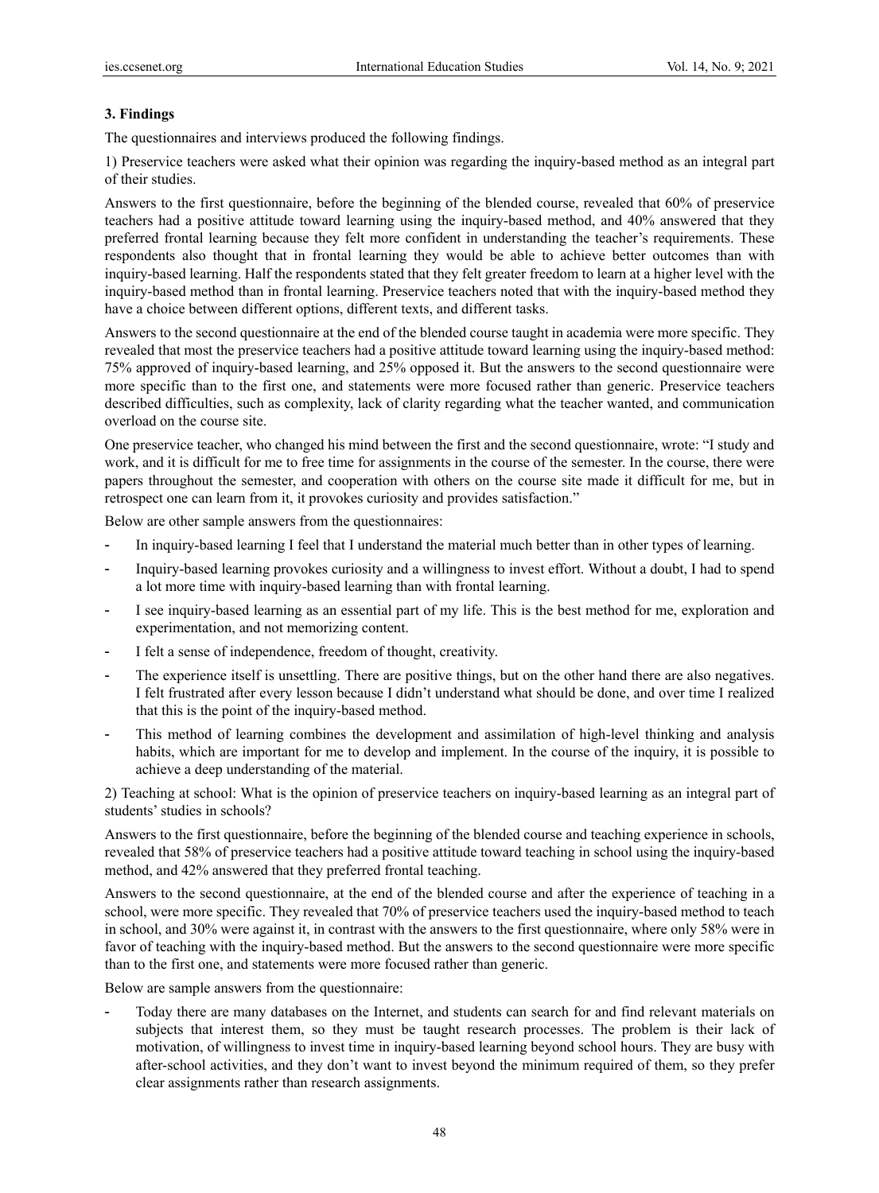## 3. Findings

The questionnaires and interviews produced the following findings.

1) Preservice teachers were asked what their opinion was regarding the inquiry-based method as an integral part of their studies.

Answers to the first questionnaire, before the beginning of the blended course, revealed that 60% of preservice teachers had a positive attitude toward learning using the inquiry-based method, and 40% answered that they preferred frontal learning because they felt more confident in understanding the teacher's requirements. These respondents also thought that in frontal learning they would be able to achieve better outcomes than with inquiry-based learning. Half the respondents stated that they felt greater freedom to learn at a higher level with the inquiry-based method than in frontal learning. Preservice teachers noted that with the inquiry-based method they have a choice between different options, different texts, and different tasks.

Answers to the second questionnaire at the end of the blended course taught in academia were more specific. They revealed that most the preservice teachers had a positive attitude toward learning using the inquiry-based method: 75% approved of inquiry-based learning, and 25% opposed it. But the answers to the second questionnaire were more specific than to the first one, and statements were more focused rather than generic. Preservice teachers described difficulties, such as complexity, lack of clarity regarding what the teacher wanted, and communication overload on the course site.

One preservice teacher, who changed his mind between the first and the second questionnaire, wrote: "I study and work, and it is difficult for me to free time for assignments in the course of the semester. In the course, there were papers throughout the semester, and cooperation with others on the course site made it difficult for me, but in retrospect one can learn from it, it provokes curiosity and provides satisfaction."

Below are other sample answers from the questionnaires:

- In inquiry-based learning I feel that I understand the material much better than in other types of learning.
- Inquiry-based learning provokes curiosity and a willingness to invest effort. Without a doubt, I had to spend a lot more time with inquiry-based learning than with frontal learning.
- I see inquiry-based learning as an essential part of my life. This is the best method for me, exploration and experimentation, and not memorizing content.
- I felt a sense of independence, freedom of thought, creativity.
- The experience itself is unsettling. There are positive things, but on the other hand there are also negatives. I felt frustrated after every lesson because I didn't understand what should be done, and over time I realized that this is the point of the inquiry-based method.
- This method of learning combines the development and assimilation of high-level thinking and analysis habits, which are important for me to develop and implement. In the course of the inquiry, it is possible to achieve a deep understanding of the material.

2) Teaching at school: What is the opinion of preservice teachers on inquiry-based learning as an integral part of students' studies in schools?

Answers to the first questionnaire, before the beginning of the blended course and teaching experience in schools, revealed that 58% of preservice teachers had a positive attitude toward teaching in school using the inquiry-based method, and 42% answered that they preferred frontal teaching.

Answers to the second questionnaire, at the end of the blended course and after the experience of teaching in a school, were more specific. They revealed that 70% of preservice teachers used the inquiry-based method to teach in school, and 30% were against it, in contrast with the answers to the first questionnaire, where only 58% were in favor of teaching with the inquiry-based method. But the answers to the second questionnaire were more specific than to the first one, and statements were more focused rather than generic.

Below are sample answers from the questionnaire:

- Today there are many databases on the Internet, and students can search for and find relevant materials on subjects that interest them, so they must be taught research processes. The problem is their lack of motivation, of willingness to invest time in inquiry-based learning beyond school hours. They are busy with after-school activities, and they don't want to invest beyond the minimum required of them, so they prefer clear assignments rather than research assignments.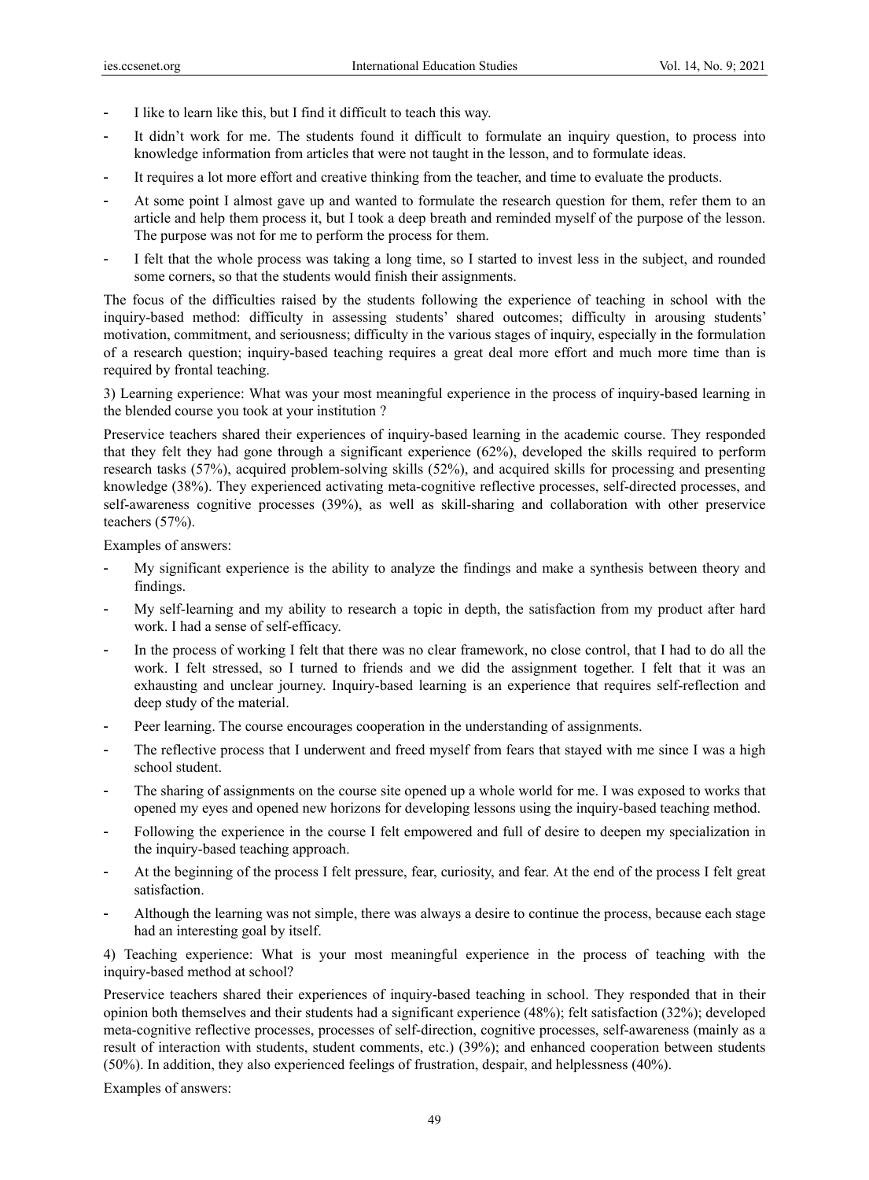- I like to learn like this, but I find it difficult to teach this way.
- It didn't work for me. The students found it difficult to formulate an inquiry question, to process into knowledge information from articles that were not taught in the lesson, and to formulate ideas.
- It requires a lot more effort and creative thinking from the teacher, and time to evaluate the products.
- At some point I almost gave up and wanted to formulate the research question for them, refer them to an article and help them process it, but I took a deep breath and reminded myself of the purpose of the lesson. The purpose was not for me to perform the process for them.
- I felt that the whole process was taking a long time, so I started to invest less in the subject, and rounded some corners, so that the students would finish their assignments.

The focus of the difficulties raised by the students following the experience of teaching in school with the inquiry-based method: difficulty in assessing students' shared outcomes; difficulty in arousing students' motivation, commitment, and seriousness; difficulty in the various stages of inquiry, especially in the formulation of a research question; inquiry-based teaching requires a great deal more effort and much more time than is required by frontal teaching.

3) Learning experience: What was your most meaningful experience in the process of inquiry-based learning in the blended course you took at your institution ?

Preservice teachers shared their experiences of inquiry-based learning in the academic course. They responded that they felt they had gone through a significant experience (62%), developed the skills required to perform research tasks (57%), acquired problem-solving skills (52%), and acquired skills for processing and presenting knowledge (38%). They experienced activating meta-cognitive reflective processes, self-directed processes, and self-awareness cognitive processes (39%), as well as skill-sharing and collaboration with other preservice teachers (57%).

Examples of answers:

- My significant experience is the ability to analyze the findings and make a synthesis between theory and findings.
- My self-learning and my ability to research a topic in depth, the satisfaction from my product after hard work. I had a sense of self-efficacy.
- In the process of working I felt that there was no clear framework, no close control, that I had to do all the work. I felt stressed, so I turned to friends and we did the assignment together. I felt that it was an exhausting and unclear journey. Inquiry-based learning is an experience that requires self-reflection and deep study of the material.
- Peer learning. The course encourages cooperation in the understanding of assignments.
- The reflective process that I underwent and freed myself from fears that stayed with me since I was a high school student.
- The sharing of assignments on the course site opened up a whole world for me. I was exposed to works that opened my eyes and opened new horizons for developing lessons using the inquiry-based teaching method.
- Following the experience in the course I felt empowered and full of desire to deepen my specialization in the inquiry-based teaching approach.
- At the beginning of the process I felt pressure, fear, curiosity, and fear. At the end of the process I felt great satisfaction.
- Although the learning was not simple, there was always a desire to continue the process, because each stage had an interesting goal by itself.

4) Teaching experience: What is your most meaningful experience in the process of teaching with the inquiry-based method at school?

Preservice teachers shared their experiences of inquiry-based teaching in school. They responded that in their opinion both themselves and their students had a significant experience (48%); felt satisfaction (32%); developed meta-cognitive reflective processes, processes of self-direction, cognitive processes, self-awareness (mainly as a result of interaction with students, student comments, etc.) (39%); and enhanced cooperation between students (50%). In addition, they also experienced feelings of frustration, despair, and helplessness (40%).

Examples of answers: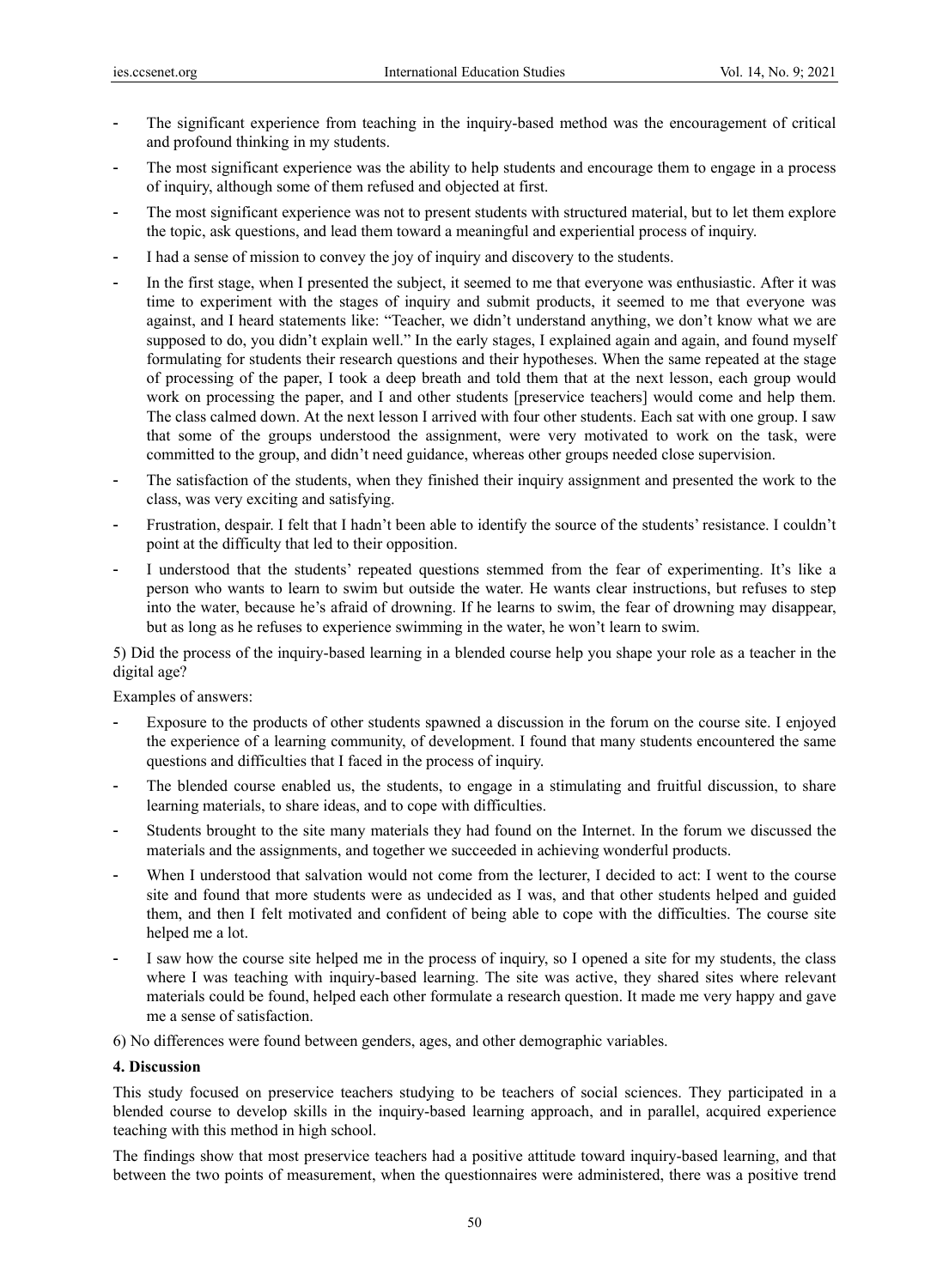- The significant experience from teaching in the inquiry-based method was the encouragement of critical and profound thinking in my students.
- The most significant experience was the ability to help students and encourage them to engage in a process of inquiry, although some of them refused and objected at first.
- The most significant experience was not to present students with structured material, but to let them explore the topic, ask questions, and lead them toward a meaningful and experiential process of inquiry.
- I had a sense of mission to convey the joy of inquiry and discovery to the students.
- In the first stage, when I presented the subject, it seemed to me that everyone was enthusiastic. After it was time to experiment with the stages of inquiry and submit products, it seemed to me that everyone was against, and I heard statements like: "Teacher, we didn't understand anything, we don't know what we are supposed to do, you didn't explain well." In the early stages, I explained again and again, and found myself formulating for students their research questions and their hypotheses. When the same repeated at the stage of processing of the paper, I took a deep breath and told them that at the next lesson, each group would work on processing the paper, and I and other students [preservice teachers] would come and help them. The class calmed down. At the next lesson I arrived with four other students. Each sat with one group. I saw that some of the groups understood the assignment, were very motivated to work on the task, were committed to the group, and didn't need guidance, whereas other groups needed close supervision.
- The satisfaction of the students, when they finished their inquiry assignment and presented the work to the class, was very exciting and satisfying.
- Frustration, despair. I felt that I hadn't been able to identify the source of the students' resistance. I couldn't point at the difficulty that led to their opposition.
- I understood that the students' repeated questions stemmed from the fear of experimenting. It's like a person who wants to learn to swim but outside the water. He wants clear instructions, but refuses to step into the water, because he's afraid of drowning. If he learns to swim, the fear of drowning may disappear, but as long as he refuses to experience swimming in the water, he won't learn to swim.

5) Did the process of the inquiry-based learning in a blended course help you shape your role as a teacher in the digital age?

Examples of answers:

- Exposure to the products of other students spawned a discussion in the forum on the course site. I enjoyed the experience of a learning community, of development. I found that many students encountered the same questions and difficulties that I faced in the process of inquiry.
- The blended course enabled us, the students, to engage in a stimulating and fruitful discussion, to share learning materials, to share ideas, and to cope with difficulties.
- Students brought to the site many materials they had found on the Internet. In the forum we discussed the materials and the assignments, and together we succeeded in achieving wonderful products.
- When I understood that salvation would not come from the lecturer, I decided to act: I went to the course site and found that more students were as undecided as I was, and that other students helped and guided them, and then I felt motivated and confident of being able to cope with the difficulties. The course site helped me a lot.
- I saw how the course site helped me in the process of inquiry, so I opened a site for my students, the class where I was teaching with inquiry-based learning. The site was active, they shared sites where relevant materials could be found, helped each other formulate a research question. It made me very happy and gave me a sense of satisfaction.

6) No differences were found between genders, ages, and other demographic variables.

## 4. Discussion

This study focused on preservice teachers studying to be teachers of social sciences. They participated in a blended course to develop skills in the inquiry-based learning approach, and in parallel, acquired experience teaching with this method in high school.

The findings show that most preservice teachers had a positive attitude toward inquiry-based learning, and that between the two points of measurement, when the questionnaires were administered, there was a positive trend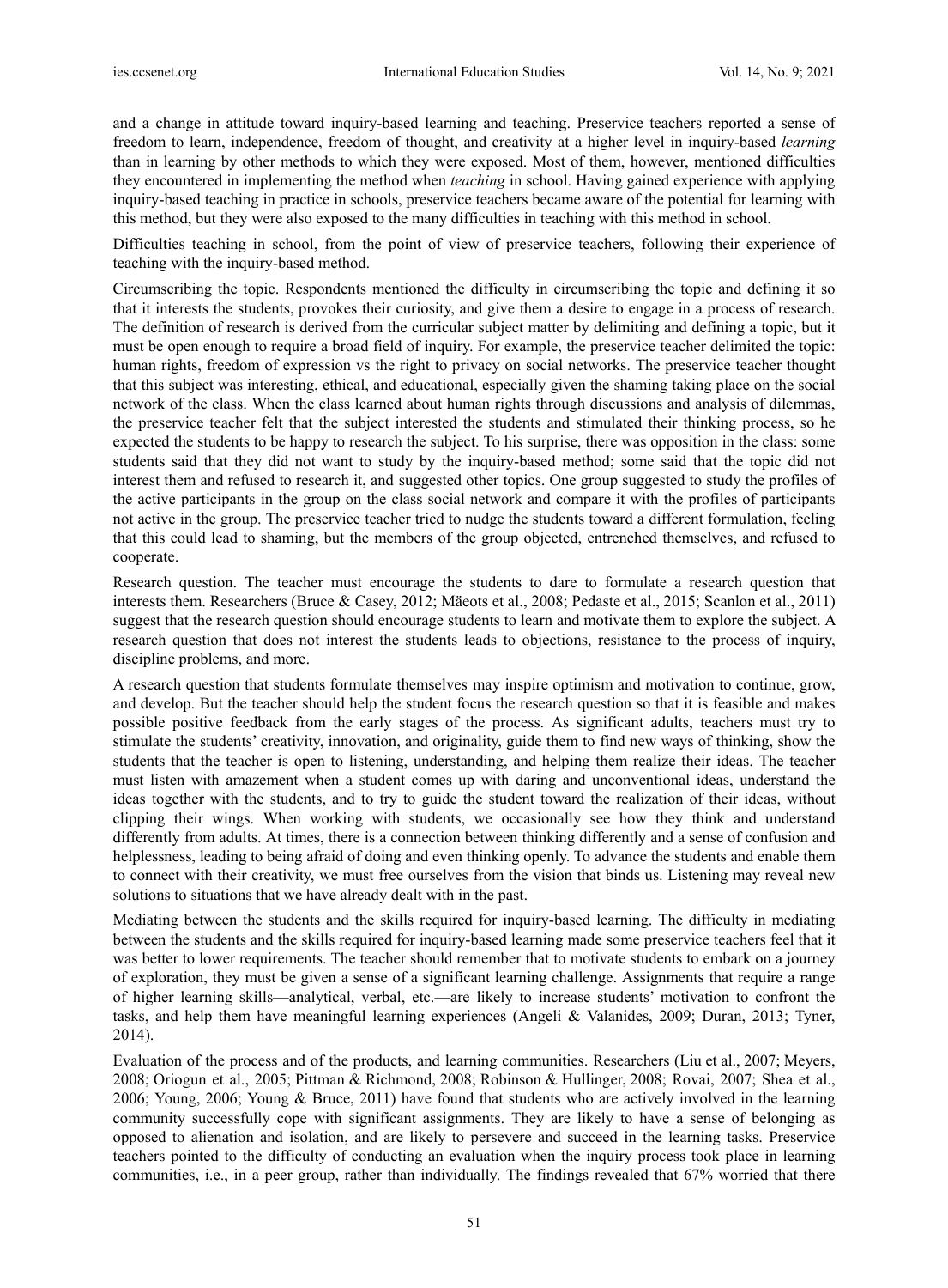and a change in attitude toward inquiry-based learning and teaching. Preservice teachers reported a sense of freedom to learn, independence, freedom of thought, and creativity at a higher level in inquiry-based *learning* than in learning by other methods to which they were exposed. Most of them, however, mentioned difficulties they encountered in implementing the method when *teaching* in school. Having gained experience with applying inquiry-based teaching in practice in schools, preservice teachers became aware of the potential for learning with this method, but they were also exposed to the many difficulties in teaching with this method in school.

Difficulties teaching in school, from the point of view of preservice teachers, following their experience of teaching with the inquiry-based method.

Circumscribing the topic. Respondents mentioned the difficulty in circumscribing the topic and defining it so that it interests the students, provokes their curiosity, and give them a desire to engage in a process of research. The definition of research is derived from the curricular subject matter by delimiting and defining a topic, but it must be open enough to require a broad field of inquiry. For example, the preservice teacher delimited the topic: human rights, freedom of expression vs the right to privacy on social networks. The preservice teacher thought that this subject was interesting, ethical, and educational, especially given the shaming taking place on the social network of the class. When the class learned about human rights through discussions and analysis of dilemmas, the preservice teacher felt that the subject interested the students and stimulated their thinking process, so he expected the students to be happy to research the subject. To his surprise, there was opposition in the class: some students said that they did not want to study by the inquiry-based method; some said that the topic did not interest them and refused to research it, and suggested other topics. One group suggested to study the profiles of the active participants in the group on the class social network and compare it with the profiles of participants not active in the group. The preservice teacher tried to nudge the students toward a different formulation, feeling that this could lead to shaming, but the members of the group objected, entrenched themselves, and refused to cooperate.

Research question. The teacher must encourage the students to dare to formulate a research question that interests them. Researchers (Bruce & Casey, 2012; Mäeots et al., 2008; Pedaste et al., 2015; Scanlon et al., 2011) suggest that the research question should encourage students to learn and motivate them to explore the subject. A research question that does not interest the students leads to objections, resistance to the process of inquiry, discipline problems, and more.

A research question that students formulate themselves may inspire optimism and motivation to continue, grow, and develop. But the teacher should help the student focus the research question so that it is feasible and makes possible positive feedback from the early stages of the process. As significant adults, teachers must try to stimulate the students' creativity, innovation, and originality, guide them to find new ways of thinking, show the students that the teacher is open to listening, understanding, and helping them realize their ideas. The teacher must listen with amazement when a student comes up with daring and unconventional ideas, understand the ideas together with the students, and to try to guide the student toward the realization of their ideas, without clipping their wings. When working with students, we occasionally see how they think and understand differently from adults. At times, there is a connection between thinking differently and a sense of confusion and helplessness, leading to being afraid of doing and even thinking openly. To advance the students and enable them to connect with their creativity, we must free ourselves from the vision that binds us. Listening may reveal new solutions to situations that we have already dealt with in the past.

Mediating between the students and the skills required for inquiry-based learning. The difficulty in mediating between the students and the skills required for inquiry-based learning made some preservice teachers feel that it was better to lower requirements. The teacher should remember that to motivate students to embark on a journey of exploration, they must be given a sense of a significant learning challenge. Assignments that require a range of higher learning skills—analytical, verbal, etc.—are likely to increase students' motivation to confront the tasks, and help them have meaningful learning experiences (Angeli & Valanides, 2009; Duran, 2013; Tyner, 2014).

Evaluation of the process and of the products, and learning communities. Researchers (Liu et al., 2007; Meyers, 2008; Oriogun et al., 2005; Pittman & Richmond, 2008; Robinson & Hullinger, 2008; Rovai, 2007; Shea et al., 2006; Young, 2006; Young & Bruce, 2011) have found that students who are actively involved in the learning community successfully cope with significant assignments. They are likely to have a sense of belonging as opposed to alienation and isolation, and are likely to persevere and succeed in the learning tasks. Preservice teachers pointed to the difficulty of conducting an evaluation when the inquiry process took place in learning communities, i.e., in a peer group, rather than individually. The findings revealed that 67% worried that there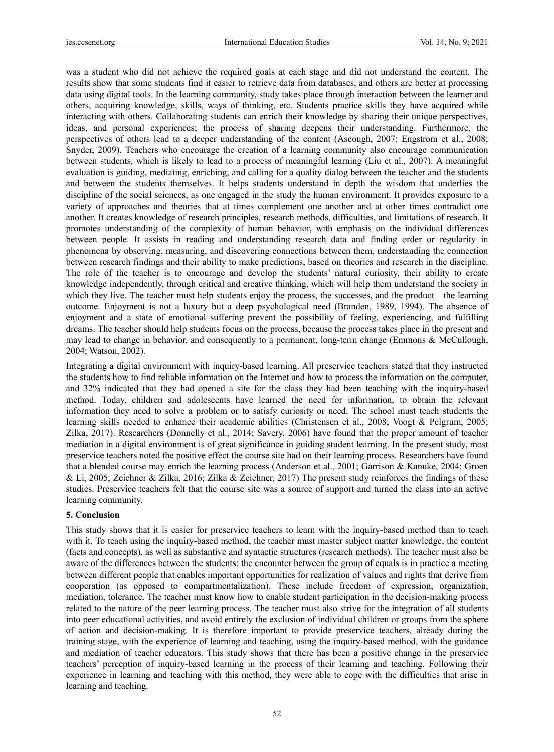was a student who did not achieve the required goals at each stage and did not understand the content. The results show that some students find it easier to retrieve data from databases, and others are better at processing data using digital tools. In the learning community, study takes place through interaction between the learner and others, acquiring knowledge, skills, ways of thinking, etc. Students practice skills they have acquired while interacting with others. Collaborating students can enrich their knowledge by sharing their unique perspectives, ideas, and personal experiences; the process of sharing deepens their understanding. Furthermore, the perspectives of others lead to a deeper understanding of the content (Ascough, 2007; Engstrom et al., 2008; Snyder, 2009). Teachers who encourage the creation of a learning community also encourage communication between students, which is likely to lead to a process of meaningful learning (Liu et al., 2007). A meaningful evaluation is guiding, mediating, enriching, and calling for a quality dialog between the teacher and the students and between the students themselves. It helps students understand in depth the wisdom that underlies the discipline of the social sciences, as one engaged in the study the human environment. It provides exposure to a variety of approaches and theories that at times complement one another and at other times contradict one another. It creates knowledge of research principles, research methods, difficulties, and limitations of research. It promotes understanding of the complexity of human behavior, with emphasis on the individual differences between people. It assists in reading and understanding research data and finding order or regularity in phenomena by observing, measuring, and discovering connections between them, understanding the connection between research findings and their ability to make predictions, based on theories and research in the discipline. The role of the teacher is to encourage and develop the students' natural curiosity, their ability to create knowledge independently, through critical and creative thinking, which will help them understand the society in which they live. The teacher must help students enjoy the process, the successes, and the product—the learning outcome. Enjoyment is not a luxury but a deep psychological need (Branden, 1989, 1994). The absence of enjoyment and a state of emotional suffering prevent the possibility of feeling, experiencing, and fulfilling dreams. The teacher should help students focus on the process, because the process takes place in the present and may lead to change in behavior, and consequently to a permanent, long-term change (Emmons & McCullough, 2004; Watson, 2002).

Integrating a digital environment with inquiry-based learning. All preservice teachers stated that they instructed the students how to find reliable information on the Internet and how to process the information on the computer, and 32% indicated that they had opened a site for the class they had been teaching with the inquiry-based method. Today, children and adolescents have learned the need for information, to obtain the relevant information they need to solve a problem or to satisfy curiosity or need. The school must teach students the learning skills needed to enhance their academic abilities (Christensen et al., 2008; Voogt & Pelgrum, 2005; Zilka, 2017). Researchers (Donnelly et al., 2014; Savery, 2006) have found that the proper amount of teacher mediation in a digital environment is of great significance in guiding student learning. In the present study, most preservice teachers noted the positive effect the course site had on their learning process. Researchers have found that a blended course may enrich the learning process (Anderson et al., 2001; Garrison & Kanuke, 2004; Groen & Li, 2005; Zeichner & Zilka, 2016; Zilka & Zeichner, 2017) The present study reinforces the findings of these studies. Preservice teachers felt that the course site was a source of support and turned the class into an active learning community.

## 5. Conclusion

This study shows that it is easier for preservice teachers to learn with the inquiry-based method than to teach with it. To teach using the inquiry-based method, the teacher must master subject matter knowledge, the content (facts and concepts), as well as substantive and syntactic structures (research methods). The teacher must also be aware of the differences between the students: the encounter between the group of equals is in practice a meeting between different people that enables important opportunities for realization of values and rights that derive from cooperation (as opposed to compartmentalization). These include freedom of expression, organization, mediation, tolerance. The teacher must know how to enable student participation in the decision-making process related to the nature of the peer learning process. The teacher must also strive for the integration of all students into peer educational activities, and avoid entirely the exclusion of individual children or groups from the sphere of action and decision-making. It is therefore important to provide preservice teachers, already during the training stage, with the experience of learning and teaching, using the inquiry-based method, with the guidance and mediation of teacher educators. This study shows that there has been a positive change in the preservice teachers' perception of inquiry-based learning in the process of their learning and teaching. Following their experience in learning and teaching with this method, they were able to cope with the difficulties that arise in learning and teaching.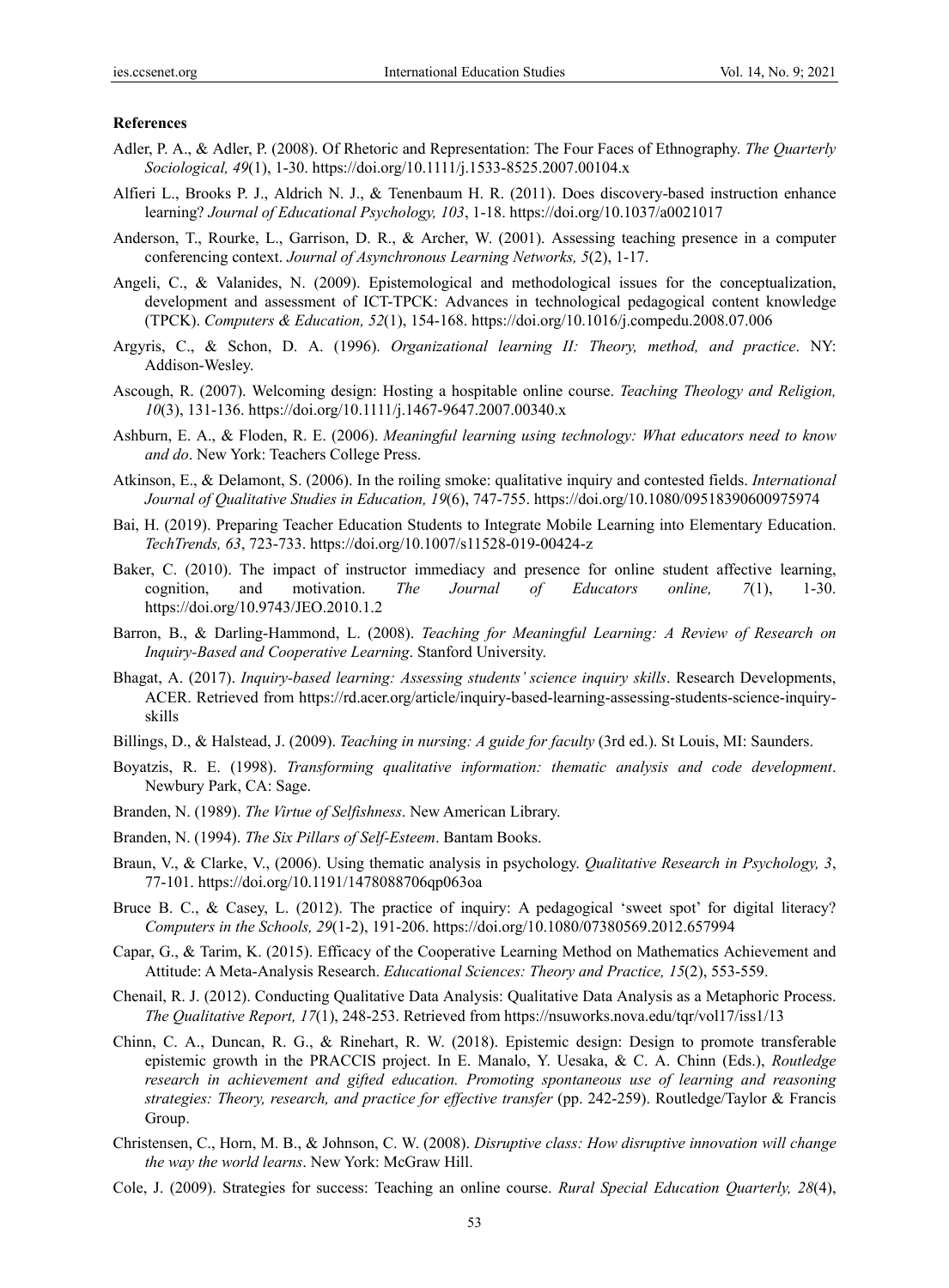**References**

Adler, P. A., & Adler, P. (2008). Of Rhetoric and Representation: The Four Faces of Ethnography. *The Quarterly Sociological, 49*(1), 1-30. https://doi.org/10.1111/j.1533-8525.2007.00104.x

Alfieri L., Brooks P. J., Aldrich N. J., & Tenenbaum H. R. (2011). Does discovery-based instruction enhance learning? *Journal of Educational Psychology, 103*, 1-18. https://doi.org/10.1037/a0021017

Anderson, T., Rourke, L., Garrison, D. R., & Archer, W. (2001). Assessing teaching presence in a computer conferencing context. *Journal of Asynchronous Learning Networks, 5*(2), 1-17.

Angeli, C., & Valanides, N. (2009). Epistemological and methodological issues for the conceptualization, development and assessment of ICT-TPCK: Advances in technological pedagogical content knowledge (TPCK). *Computers & Education, 52*(1), 154-168. https://doi.org/10.1016/j.compedu.2008.07.006

Argyris, C., & Schon, D. A. (1996). *Organizational learning II: Theory, method, and practice*. NY: Addison-Wesley.

Ascough, R. (2007). Welcoming design: Hosting a hospitable online course. *Teaching Theology and Religion, 10*(3), 131-136. https://doi.org/10.1111/j.1467-9647.2007.00340.x

Ashburn, E. A., & Floden, R. E. (2006). *Meaningful learning using technology: What educators need to know and do*. New York: Teachers College Press.

Atkinson, E., & Delamont, S. (2006). In the roiling smoke: qualitative inquiry and contested fields. *International Journal of Qualitative Studies in Education, 19*(6), 747-755. https://doi.org/10.1080/09518390600975974

Bai, H. (2019). Preparing Teacher Education Students to Integrate Mobile Learning into Elementary Education. *TechTrends, 63*, 723-733. https://doi.org/10.1007/s11528-019-00424-z

Baker, C. (2010). The impact of instructor immediacy and presence for online student affective learning, cognition, and motivation. *The Journal of Educators online, 7*(1), 1-30. https://doi.org/10.9743/JEO.2010.1.2

Barron, B., & Darling-Hammond, L. (2008). *Teaching for Meaningful Learning: A Review of Research on Inquiry-Based and Cooperative Learning*. Stanford University.

Bhagat, A. (2017). *Inquiry-based learning: Assessing students' science inquiry skills*. Research Developments, ACER. Retrieved from https://rd.acer.org/article/inquiry-based-learning-assessing-students-science-inquiry-skills

Billings, D., & Halstead, J. (2009). *Teaching in nursing: A guide for faculty* (3rd ed.). St Louis, MI: Saunders.

Boyatzis, R. E. (1998). *Transforming qualitative information: thematic analysis and code development*. Newbury Park, CA: Sage.

Branden, N. (1989). *The Virtue of Selfishness*. New American Library.

Branden, N. (1994). *The Six Pillars of Self-Esteem*. Bantam Books.

Braun, V., & Clarke, V., (2006). Using thematic analysis in psychology. *Qualitative Research in Psychology, 3*, 77-101. https://doi.org/10.1191/1478088706qp063oa

Bruce B. C., & Casey, L. (2012). The practice of inquiry: A pedagogical 'sweet spot' for digital literacy? *Computers in the Schools, 29*(1-2), 191-206. https://doi.org/10.1080/07380569.2012.657994

Capar, G., & Tarim, K. (2015). Efficacy of the Cooperative Learning Method on Mathematics Achievement and Attitude: A Meta-Analysis Research. *Educational Sciences: Theory and Practice, 15*(2), 553-559.

Chenail, R. J. (2012). Conducting Qualitative Data Analysis: Qualitative Data Analysis as a Metaphoric Process. *The Qualitative Report, 17*(1), 248-253. Retrieved from https://nsuworks.nova.edu/tqr/vol17/iss1/13

Chinn, C. A., Duncan, R. G., & Rinehart, R. W. (2018). Epistemic design: Design to promote transferable epistemic growth in the PRACCIS project. In E. Manalo, Y. Uesaka, & C. A. Chinn (Eds.), *Routledge research in achievement and gifted education. Promoting spontaneous use of learning and reasoning strategies: Theory, research, and practice for effective transfer* (pp. 242-259). Routledge/Taylor & Francis Group.

Christensen, C., Horn, M. B., & Johnson, C. W. (2008). *Disruptive class: How disruptive innovation will change the way the world learns*. New York: McGraw Hill.

Cole, J. (2009). Strategies for success: Teaching an online course. *Rural Special Education Quarterly, 28*(4),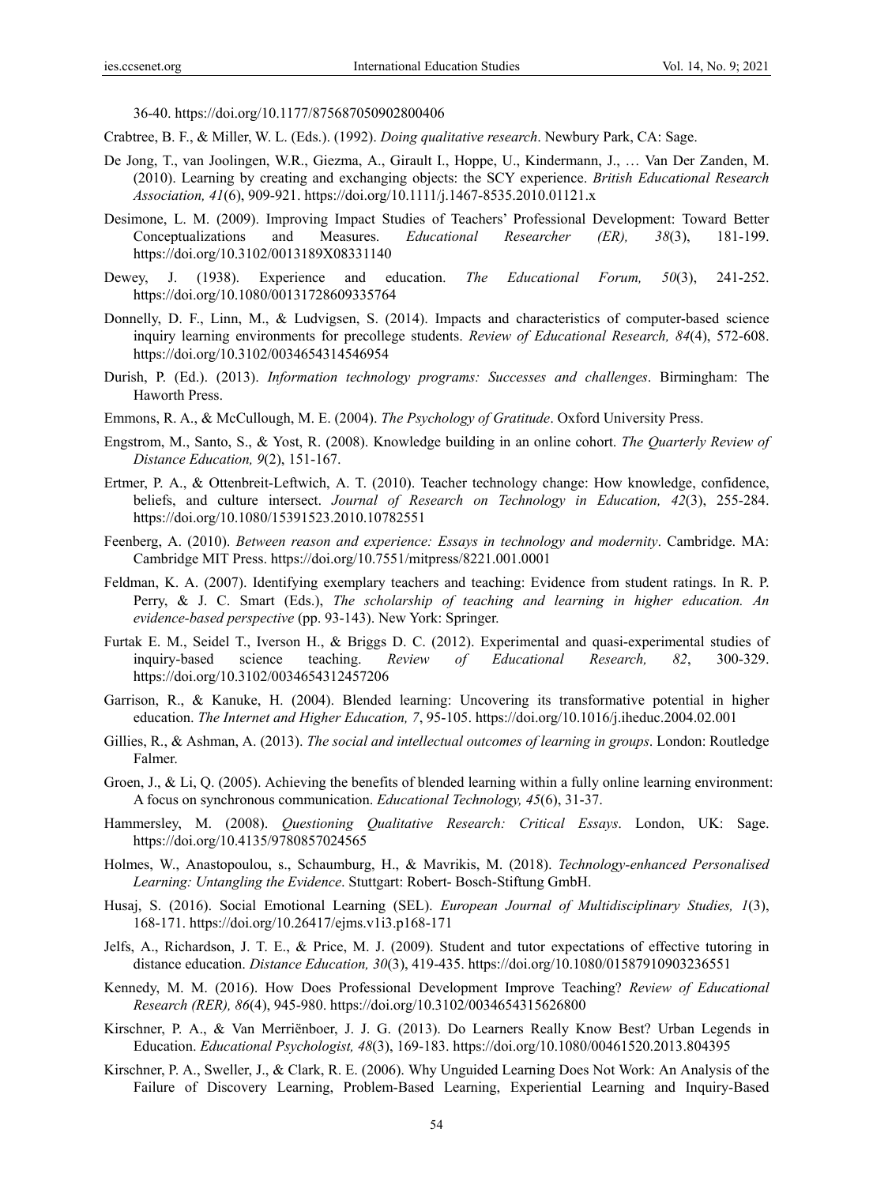36-40. https://doi.org/10.1177/875687050902800406

Crabtree, B. F., & Miller, W. L. (Eds.). (1992). *Doing qualitative research*. Newbury Park, CA: Sage.

De Jong, T., van Joolingen, W.R., Giezma, A., Girault I., Hoppe, U., Kindermann, J., … Van Der Zanden, M. (2010). Learning by creating and exchanging objects: the SCY experience. *British Educational Research Association, 41*(6), 909-921. https://doi.org/10.1111/j.1467-8535.2010.01121.x

Desimone, L. M. (2009). Improving Impact Studies of Teachers' Professional Development: Toward Better Conceptualizations and Measures. *Educational Researcher (ER), 38*(3), 181-199. https://doi.org/10.3102/0013189X08331140

Dewey, J. (1938). Experience and education. *The Educational Forum, 50*(3), 241-252. https://doi.org/10.1080/00131728609335764

Donnelly, D. F., Linn, M., & Ludvigsen, S. (2014). Impacts and characteristics of computer-based science inquiry learning environments for precollege students. *Review of Educational Research, 84*(4), 572-608. https://doi.org/10.3102/0034654314546954

Durish, P. (Ed.). (2013). *Information technology programs: Successes and challenges*. Birmingham: The Haworth Press.

Emmons, R. A., & McCullough, M. E. (2004). *The Psychology of Gratitude*. Oxford University Press.

Engstrom, M., Santo, S., & Yost, R. (2008). Knowledge building in an online cohort. *The Quarterly Review of Distance Education, 9*(2), 151-167.

Ertmer, P. A., & Ottenbreit-Leftwich, A. T. (2010). Teacher technology change: How knowledge, confidence, beliefs, and culture intersect. *Journal of Research on Technology in Education, 42*(3), 255-284. https://doi.org/10.1080/15391523.2010.10782551

Feenberg, A. (2010). *Between reason and experience: Essays in technology and modernity*. Cambridge. MA: Cambridge MIT Press. https://doi.org/10.7551/mitpress/8221.001.0001

Feldman, K. A. (2007). Identifying exemplary teachers and teaching: Evidence from student ratings. In R. P. Perry, & J. C. Smart (Eds.), *The scholarship of teaching and learning in higher education. An evidence-based perspective* (pp. 93-143). New York: Springer.

Furtak E. M., Seidel T., Iverson H., & Briggs D. C. (2012). Experimental and quasi-experimental studies of inquiry-based science teaching. *Review of Educational Research, 82*, 300-329. https://doi.org/10.3102/0034654312457206

Garrison, R., & Kanuke, H. (2004). Blended learning: Uncovering its transformative potential in higher education. *The Internet and Higher Education, 7*, 95-105. https://doi.org/10.1016/j.iheduc.2004.02.001

Gillies, R., & Ashman, A. (2013). *The social and intellectual outcomes of learning in groups*. London: Routledge Falmer.

Groen, J., & Li, Q. (2005). Achieving the benefits of blended learning within a fully online learning environment: A focus on synchronous communication. *Educational Technology, 45*(6), 31-37.

Hammersley, M. (2008). *Questioning Qualitative Research: Critical Essays*. London, UK: Sage. https://doi.org/10.4135/9780857024565

Holmes, W., Anastopoulou, s., Schaumburg, H., & Mavrikis, M. (2018). *Technology-enhanced Personalised Learning: Untangling the Evidence*. Stuttgart: Robert- Bosch-Stiftung GmbH.

Husaj, S. (2016). Social Emotional Learning (SEL). *European Journal of Multidisciplinary Studies, 1*(3), 168-171. https://doi.org/10.26417/ejms.v1i3.p168-171

Jelfs, A., Richardson, J. T. E., & Price, M. J. (2009). Student and tutor expectations of effective tutoring in distance education. *Distance Education, 30*(3), 419-435. https://doi.org/10.1080/01587910903236551

Kennedy, M. M. (2016). How Does Professional Development Improve Teaching? *Review of Educational Research (RER), 86*(4), 945-980. https://doi.org/10.3102/0034654315626800

Kirschner, P. A., & Van Merriënboer, J. J. G. (2013). Do Learners Really Know Best? Urban Legends in Education. *Educational Psychologist, 48*(3), 169-183. https://doi.org/10.1080/00461520.2013.804395

Kirschner, P. A., Sweller, J., & Clark, R. E. (2006). Why Unguided Learning Does Not Work: An Analysis of the Failure of Discovery Learning, Problem-Based Learning, Experiential Learning and Inquiry-Based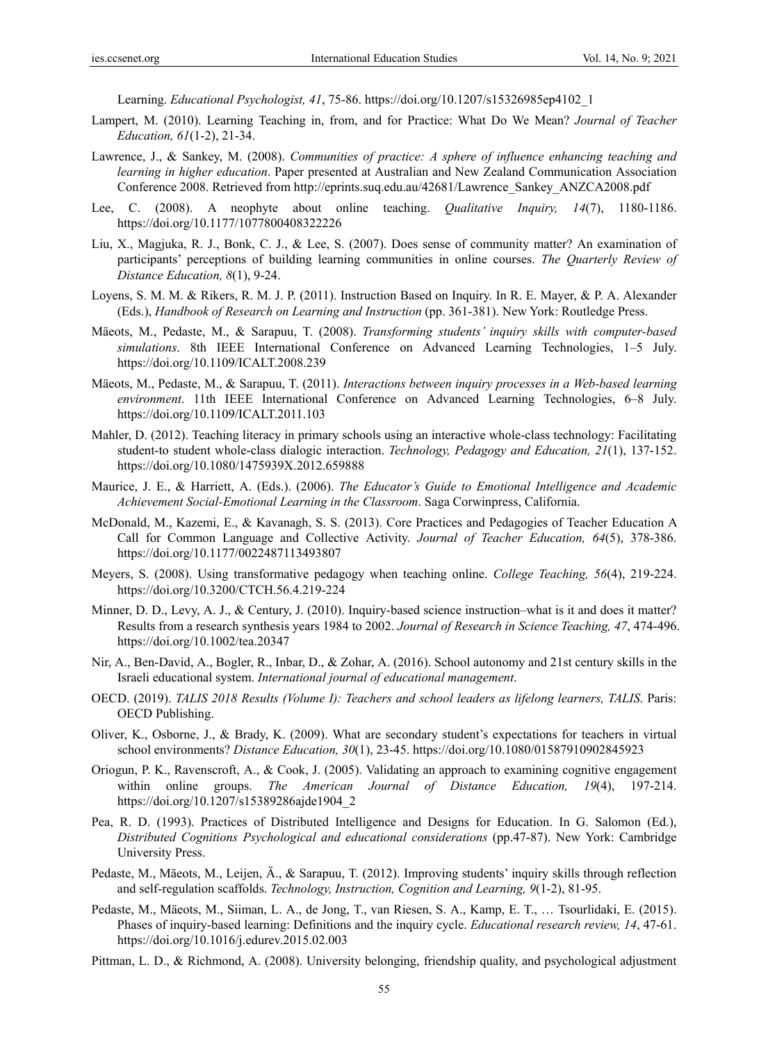Learning. *Educational Psychologist, 41*, 75-86. https://doi.org/10.1207/s15326985ep4102_1

Lampert, M. (2010). Learning Teaching in, from, and for Practice: What Do We Mean? *Journal of Teacher Education, 61*(1-2), 21-34.

Lawrence, J., & Sankey, M. (2008). *Communities of practice: A sphere of influence enhancing teaching and learning in higher education*. Paper presented at Australian and New Zealand Communication Association Conference 2008. Retrieved from http://eprints.suq.edu.au/42681/Lawrence_Sankey_ANZCA2008.pdf

Lee, C. (2008). A neophyte about online teaching. *Qualitative Inquiry, 14*(7), 1180-1186. https://doi.org/10.1177/1077800408322226

Liu, X., Magjuka, R. J., Bonk, C. J., & Lee, S. (2007). Does sense of community matter? An examination of participants' perceptions of building learning communities in online courses. *The Quarterly Review of Distance Education, 8*(1), 9-24.

Loyens, S. M. M. & Rikers, R. M. J. P. (2011). Instruction Based on Inquiry. In R. E. Mayer, & P. A. Alexander (Eds.), *Handbook of Research on Learning and Instruction* (pp. 361-381). New York: Routledge Press.

Mäeots, M., Pedaste, M., & Sarapuu, T. (2008). *Transforming students' inquiry skills with computer-based simulations*. 8th IEEE International Conference on Advanced Learning Technologies, 1–5 July. https://doi.org/10.1109/ICALT.2008.239

Mäeots, M., Pedaste, M., & Sarapuu, T. (2011). *Interactions between inquiry processes in a Web-based learning environment*. 11th IEEE International Conference on Advanced Learning Technologies, 6–8 July. https://doi.org/10.1109/ICALT.2011.103

Mahler, D. (2012). Teaching literacy in primary schools using an interactive whole-class technology: Facilitating student-to student whole-class dialogic interaction. *Technology, Pedagogy and Education, 21*(1), 137-152. https://doi.org/10.1080/1475939X.2012.659888

Maurice, J. E., & Harriett, A. (Eds.). (2006). *The Educator's Guide to Emotional Intelligence and Academic Achievement Social-Emotional Learning in the Classroom*. Saga Corwinpress, California.

McDonald, M., Kazemi, E., & Kavanagh, S. S. (2013). Core Practices and Pedagogies of Teacher Education A Call for Common Language and Collective Activity. *Journal of Teacher Education, 64*(5), 378-386. https://doi.org/10.1177/0022487113493807

Meyers, S. (2008). Using transformative pedagogy when teaching online. *College Teaching, 56*(4), 219-224. https://doi.org/10.3200/CTCH.56.4.219-224

Minner, D. D., Levy, A. J., & Century, J. (2010). Inquiry-based science instruction–what is it and does it matter? Results from a research synthesis years 1984 to 2002. *Journal of Research in Science Teaching, 47*, 474-496. https://doi.org/10.1002/tea.20347

Nir, A., Ben-David, A., Bogler, R., Inbar, D., & Zohar, A. (2016). School autonomy and 21st century skills in the Israeli educational system. *International journal of educational management*.

OECD. (2019). *TALIS 2018 Results (Volume I): Teachers and school leaders as lifelong learners, TALIS*. Paris: OECD Publishing.

Oliver, K., Osborne, J., & Brady, K. (2009). What are secondary student's expectations for teachers in virtual school environments? *Distance Education, 30*(1), 23-45. https://doi.org/10.1080/01587910902845923

Oriogun, P. K., Ravenscroft, A., & Cook, J. (2005). Validating an approach to examining cognitive engagement within online groups. *The American Journal of Distance Education, 19*(4), 197-214. https://doi.org/10.1207/s15389286ajde1904_2

Pea, R. D. (1993). Practices of Distributed Intelligence and Designs for Education. In G. Salomon (Ed.), *Distributed Cognitions Psychological and educational considerations* (pp.47-87). New York: Cambridge University Press.

Pedaste, M., Mäeots, M., Leijen, Ä., & Sarapuu, T. (2012). Improving students' inquiry skills through reflection and self-regulation scaffolds. *Technology, Instruction, Cognition and Learning, 9*(1-2), 81-95.

Pedaste, M., Mäeots, M., Siiman, L. A., de Jong, T., van Riesen, S. A., Kamp, E. T., … Tsourlidaki, E. (2015). Phases of inquiry-based learning: Definitions and the inquiry cycle. *Educational research review, 14*, 47-61. https://doi.org/10.1016/j.edurev.2015.02.003

Pittman, L. D., & Richmond, A. (2008). University belonging, friendship quality, and psychological adjustment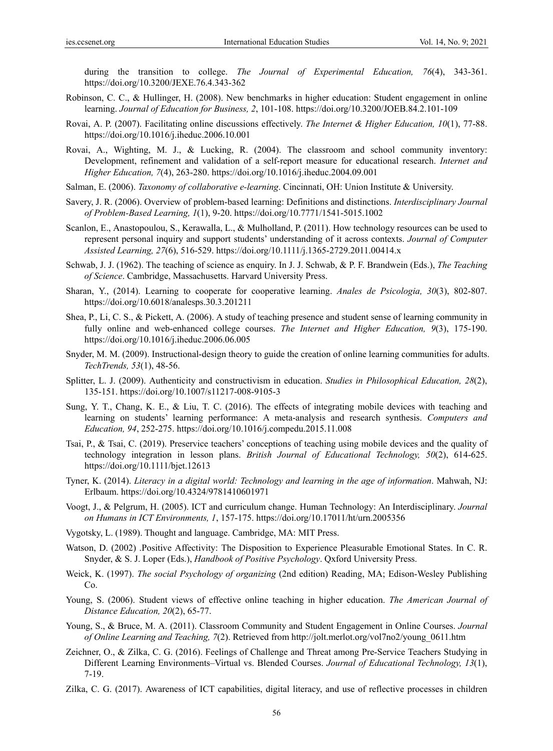during the transition to college. *The Journal of Experimental Education, 76*(4), 343-361. https://doi.org/10.3200/JEXE.76.4.343-362

Robinson, C. C., & Hullinger, H. (2008). New benchmarks in higher education: Student engagement in online learning. *Journal of Education for Business, 2*, 101-108. https://doi.org/10.3200/JOEB.84.2.101-109

Rovai, A. P. (2007). Facilitating online discussions effectively. *The Internet & Higher Education, 10*(1), 77-88. https://doi.org/10.1016/j.iheduc.2006.10.001

Rovai, A., Wighting, M. J., & Lucking, R. (2004). The classroom and school community inventory: Development, refinement and validation of a self-report measure for educational research. *Internet and Higher Education, 7*(4), 263-280. https://doi.org/10.1016/j.iheduc.2004.09.001

Salman, E. (2006). *Taxonomy of collaborative e-learning*. Cincinnati, OH: Union Institute & University.

Savery, J. R. (2006). Overview of problem-based learning: Definitions and distinctions. *Interdisciplinary Journal of Problem-Based Learning, 1*(1), 9-20. https://doi.org/10.7771/1541-5015.1002

Scanlon, E., Anastopoulou, S., Kerawalla, L., & Mulholland, P. (2011). How technology resources can be used to represent personal inquiry and support students' understanding of it across contexts. *Journal of Computer Assisted Learning, 27*(6), 516-529. https://doi.org/10.1111/j.1365-2729.2011.00414.x

Schwab, J. J. (1962). The teaching of science as enquiry. In J. J. Schwab, & P. F. Brandwein (Eds.), *The Teaching of Science*. Cambridge, Massachusetts. Harvard University Press.

Sharan, Y., (2014). Learning to cooperate for cooperative learning. *Anales de Psicologia, 30*(3), 802-807. https://doi.org/10.6018/analesps.30.3.201211

Shea, P., Li, C. S., & Pickett, A. (2006). A study of teaching presence and student sense of learning community in fully online and web-enhanced college courses. *The Internet and Higher Education, 9*(3), 175-190. https://doi.org/10.1016/j.iheduc.2006.06.005

Snyder, M. M. (2009). Instructional-design theory to guide the creation of online learning communities for adults. *TechTrends, 53*(1), 48-56.

Splitter, L. J. (2009). Authenticity and constructivism in education. *Studies in Philosophical Education, 28*(2), 135-151. https://doi.org/10.1007/s11217-008-9105-3

Sung, Y. T., Chang, K. E., & Liu, T. C. (2016). The effects of integrating mobile devices with teaching and learning on students' learning performance: A meta-analysis and research synthesis. *Computers and Education, 94*, 252-275. https://doi.org/10.1016/j.compedu.2015.11.008

Tsai, P., & Tsai, C. (2019). Preservice teachers' conceptions of teaching using mobile devices and the quality of technology integration in lesson plans. *British Journal of Educational Technology, 50*(2), 614-625. https://doi.org/10.1111/bjet.12613

Tyner, K. (2014). *Literacy in a digital world: Technology and learning in the age of information*. Mahwah, NJ: Erlbaum. https://doi.org/10.4324/9781410601971

Voogt, J., & Pelgrum, H. (2005). ICT and curriculum change. Human Technology: An Interdisciplinary. *Journal on Humans in ICT Environments, 1*, 157-175. https://doi.org/10.17011/ht/urn.2005356

Vygotsky, L. (1989). Thought and language. Cambridge, MA: MIT Press.

Watson, D. (2002) .Positive Affectivity: The Disposition to Experience Pleasurable Emotional States. In C. R. Snyder, & S. J. Loper (Eds.), *Handbook of Positive Psychology*. Qxford University Press.

Weick, K. (1997). *The social Psychology of organizing* (2nd edition) Reading, MA; Edison-Wesley Publishing Co.

Young, S. (2006). Student views of effective online teaching in higher education. *The American Journal of Distance Education, 20*(2), 65-77.

Young, S., & Bruce, M. A. (2011). Classroom Community and Student Engagement in Online Courses. *Journal of Online Learning and Teaching, 7*(2). Retrieved from http://jolt.merlot.org/vol7no2/young_0611.htm

Zeichner, O., & Zilka, C. G. (2016). Feelings of Challenge and Threat among Pre-Service Teachers Studying in Different Learning Environments–Virtual vs. Blended Courses. *Journal of Educational Technology, 13*(1), 7-19.

Zilka, C. G. (2017). Awareness of ICT capabilities, digital literacy, and use of reflective processes in children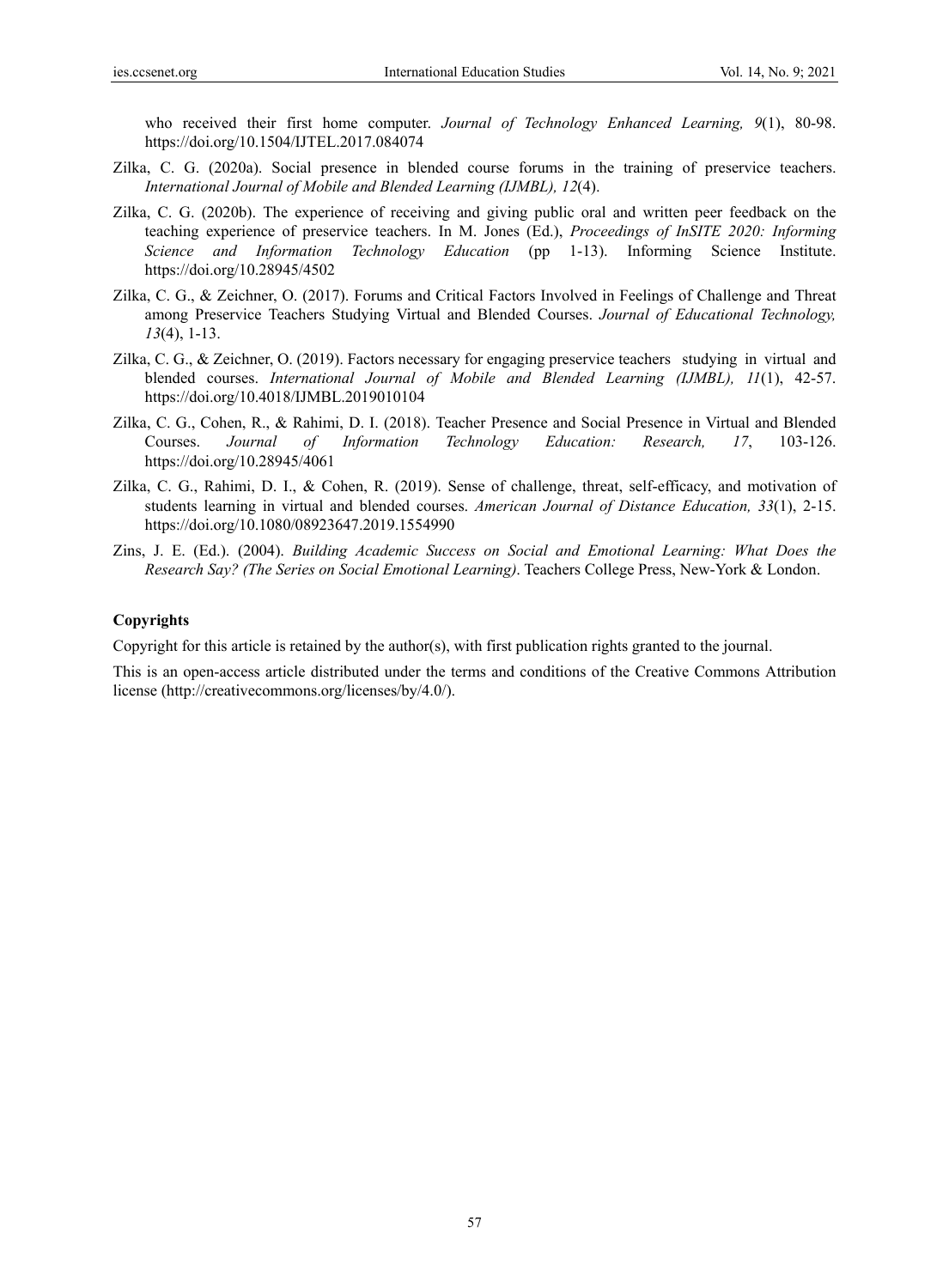who received their first home computer. *Journal of Technology Enhanced Learning, 9*(1), 80-98. https://doi.org/10.1504/IJTEL.2017.084074

Zilka, C. G. (2020a). Social presence in blended course forums in the training of preservice teachers. *International Journal of Mobile and Blended Learning (IJMBL), 12*(4).

Zilka, C. G. (2020b). The experience of receiving and giving public oral and written peer feedback on the teaching experience of preservice teachers. In M. Jones (Ed.), *Proceedings of InSITE 2020: Informing Science and Information Technology Education* (pp 1-13). Informing Science Institute. https://doi.org/10.28945/4502

Zilka, C. G., & Zeichner, O. (2017). Forums and Critical Factors Involved in Feelings of Challenge and Threat among Preservice Teachers Studying Virtual and Blended Courses. *Journal of Educational Technology, 13*(4), 1-13.

Zilka, C. G., & Zeichner, O. (2019). Factors necessary for engaging preservice teachers studying in virtual and blended courses. *International Journal of Mobile and Blended Learning (IJMBL), 11*(1), 42-57. https://doi.org/10.4018/IJMBL.2019010104

Zilka, C. G., Cohen, R., & Rahimi, D. I. (2018). Teacher Presence and Social Presence in Virtual and Blended Courses. *Journal of Information Technology Education: Research, 17*, 103-126. https://doi.org/10.28945/4061

Zilka, C. G., Rahimi, D. I., & Cohen, R. (2019). Sense of challenge, threat, self-efficacy, and motivation of students learning in virtual and blended courses. *American Journal of Distance Education, 33*(1), 2-15. https://doi.org/10.1080/08923647.2019.1554990

Zins, J. E. (Ed.). (2004). *Building Academic Success on Social and Emotional Learning: What Does the Research Say? (The Series on Social Emotional Learning)*. Teachers College Press, New-York & London.

**Copyrights**

Copyright for this article is retained by the author(s), with first publication rights granted to the journal.

This is an open-access article distributed under the terms and conditions of the Creative Commons Attribution license (http://creativecommons.org/licenses/by/4.0/).